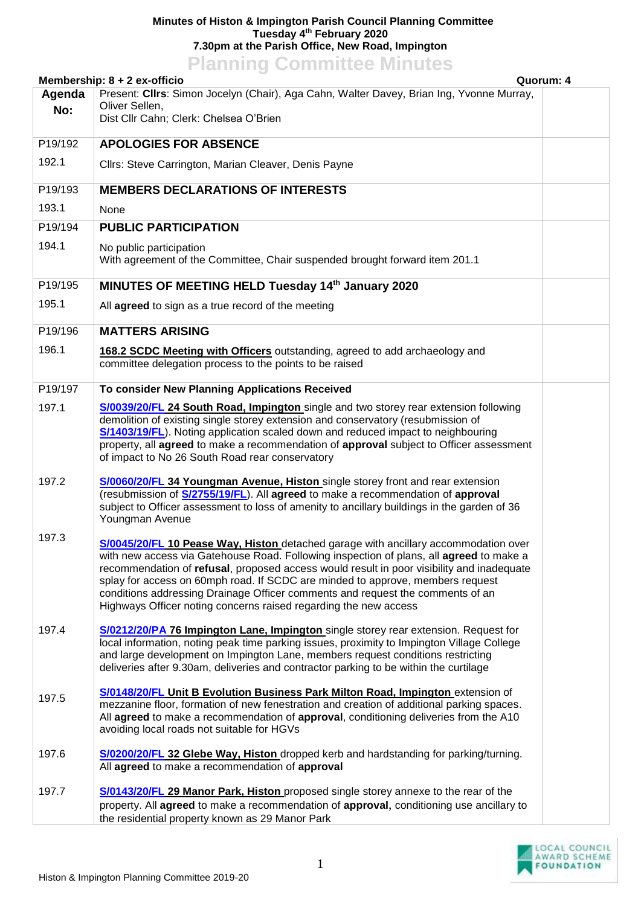**Minutes of Histon & Impington Parish Council Planning Committee**
**Tuesday 4th February 2020**
**7.30pm at the Parish Office, New Road, Impington**

# Planning Committee Minutes

**Membership: 8 + 2 ex-officio** **Quorum: 4**

| Agenda No: | Present: **Cllrs**: Simon Jocelyn (Chair), Aga Cahn, Walter Davey, Brian Ing, Yvonne Murray, Oliver Sellen, Dist Cllr Cahn; Clerk: Chelsea O'Brien | |
|---|---|---|
| P19/192 | **APOLOGIES FOR ABSENCE** | |
| 192.1 | Cllrs: Steve Carrington, Marian Cleaver, Denis Payne | |
| P19/193 | **MEMBERS DECLARATIONS OF INTERESTS** | |
| 193.1 | None | |
| P19/194 | **PUBLIC PARTICIPATION** | |
| 194.1 | No public participation<br>With agreement of the Committee, Chair suspended brought forward item 201.1 | |
| P19/195 | **MINUTES OF MEETING HELD Tuesday 14th January 2020** | |
| 195.1 | All **agreed** to sign as a true record of the meeting | |
| P19/196 | **MATTERS ARISING** | |
| 196.1 | **168.2 SCDC Meeting with Officers** outstanding, agreed to add archaeology and committee delegation process to the points to be raised | |
| P19/197 | **To consider New Planning Applications Received** | |
| 197.1 | **S/0039/20/FL 24 South Road, Impington** single and two storey rear extension following demolition of existing single storey extension and conservatory (resubmission of **S/1403/19/FL**). Noting application scaled down and reduced impact to neighbouring property, all **agreed** to make a recommendation of **approval** subject to Officer assessment of impact to No 26 South Road rear conservatory | |
| 197.2 | **S/0060/20/FL 34 Youngman Avenue, Histon** single storey front and rear extension (resubmission of **S/2755/19/FL**). All **agreed** to make a recommendation of **approval** subject to Officer assessment to loss of amenity to ancillary buildings in the garden of 36 Youngman Avenue | |
| 197.3 | **S/0045/20/FL 10 Pease Way, Histon** detached garage with ancillary accommodation over with new access via Gatehouse Road. Following inspection of plans, all **agreed** to make a recommendation of **refusal**, proposed access would result in poor visibility and inadequate splay for access on 60mph road. If SCDC are minded to approve, members request conditions addressing Drainage Officer comments and request the comments of an Highways Officer noting concerns raised regarding the new access | |
| 197.4 | **S/0212/20/PA 76 Impington Lane, Impington** single storey rear extension. Request for local information, noting peak time parking issues, proximity to Impington Village College and large development on Impington Lane, members request conditions restricting deliveries after 9.30am, deliveries and contractor parking to be within the curtilage | |
| 197.5 | **S/0148/20/FL Unit B Evolution Business Park Milton Road, Impington** extension of mezzanine floor, formation of new fenestration and creation of additional parking spaces. All **agreed** to make a recommendation of **approval**, conditioning deliveries from the A10 avoiding local roads not suitable for HGVs | |
| 197.6 | **S/0200/20/FL 32 Glebe Way, Histon** dropped kerb and hardstanding for parking/turning. All **agreed** to make a recommendation of **approval** | |
| 197.7 | **S/0143/20/FL 29 Manor Park, Histon** proposed single storey annexe to the rear of the property. All **agreed** to make a recommendation of **approval,** conditioning use ancillary to the residential property known as 29 Manor Park | |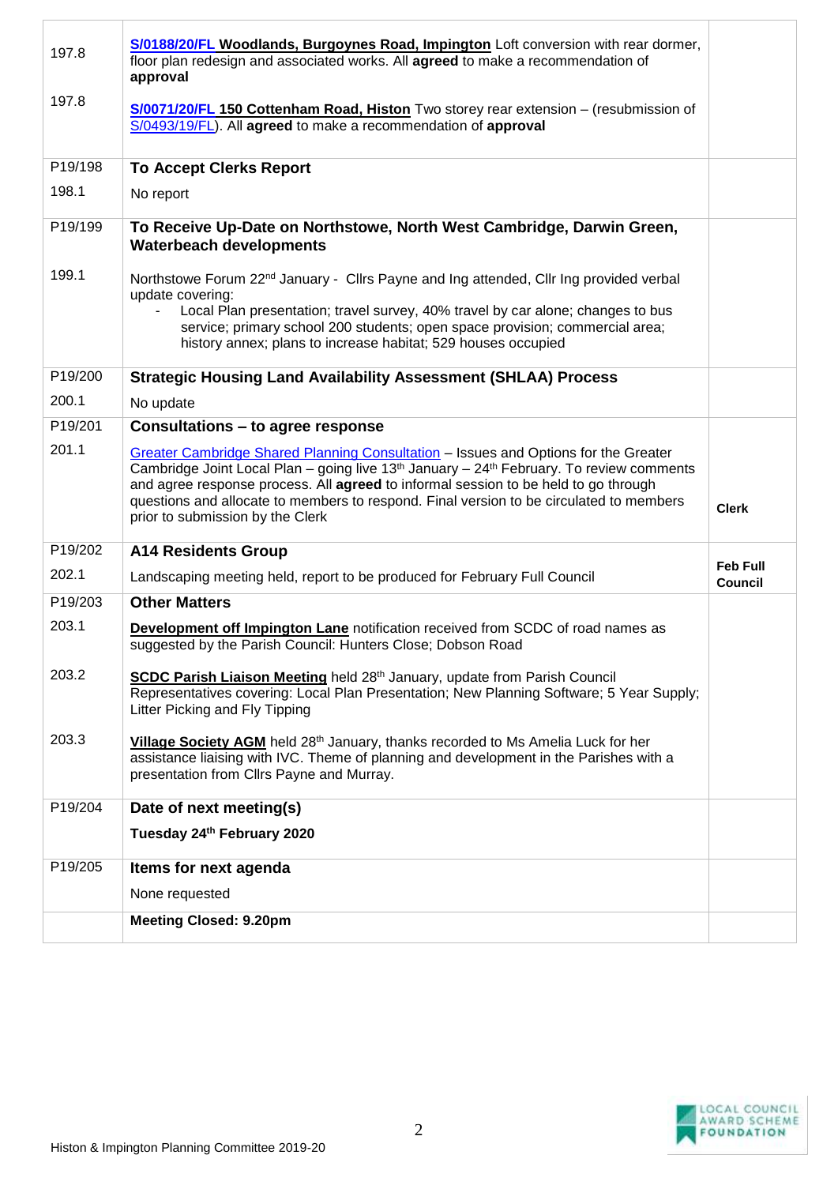| | | |
|---|---|---|
| 197.8 | **S/0188/20/FL Woodlands, Burgoynes Road, Impington** Loft conversion with rear dormer, floor plan redesign and associated works. All **agreed** to make a recommendation of **approval** | |
| 197.8 | **S/0071/20/FL 150 Cottenham Road, Histon** Two storey rear extension – (resubmission of S/0493/19/FL). All **agreed** to make a recommendation of **approval** | |
| P19/198 | **To Accept Clerks Report** | |
| 198.1 | No report | |
| P19/199 | **To Receive Up-Date on Northstowe, North West Cambridge, Darwin Green, Waterbeach developments** | |
| 199.1 | Northstowe Forum 22nd January - Cllrs Payne and Ing attended, Cllr Ing provided verbal update covering:<br>- Local Plan presentation; travel survey, 40% travel by car alone; changes to bus service; primary school 200 students; open space provision; commercial area; history annex; plans to increase habitat; 529 houses occupied | |
| P19/200 | **Strategic Housing Land Availability Assessment (SHLAA) Process** | |
| 200.1 | No update | |
| P19/201 | **Consultations – to agree response** | |
| 201.1 | Greater Cambridge Shared Planning Consultation – Issues and Options for the Greater Cambridge Joint Local Plan – going live 13th January – 24th February. To review comments and agree response process. All **agreed** to informal session to be held to go through questions and allocate to members to respond. Final version to be circulated to members prior to submission by the Clerk | **Clerk** |
| P19/202 | **A14 Residents Group** | |
| 202.1 | Landscaping meeting held, report to be produced for February Full Council | **Feb Full Council** |
| P19/203 | **Other Matters** | |
| 203.1 | **Development off Impington Lane** notification received from SCDC of road names as suggested by the Parish Council: Hunters Close; Dobson Road | |
| 203.2 | **SCDC Parish Liaison Meeting** held 28th January, update from Parish Council Representatives covering: Local Plan Presentation; New Planning Software; 5 Year Supply; Litter Picking and Fly Tipping | |
| 203.3 | **Village Society AGM** held 28th January, thanks recorded to Ms Amelia Luck for her assistance liaising with IVC. Theme of planning and development in the Parishes with a presentation from Cllrs Payne and Murray. | |
| P19/204 | **Date of next meeting(s)** | |
| | **Tuesday 24th February 2020** | |
| P19/205 | **Items for next agenda** | |
| | None requested | |
| | **Meeting Closed: 9.20pm** | |